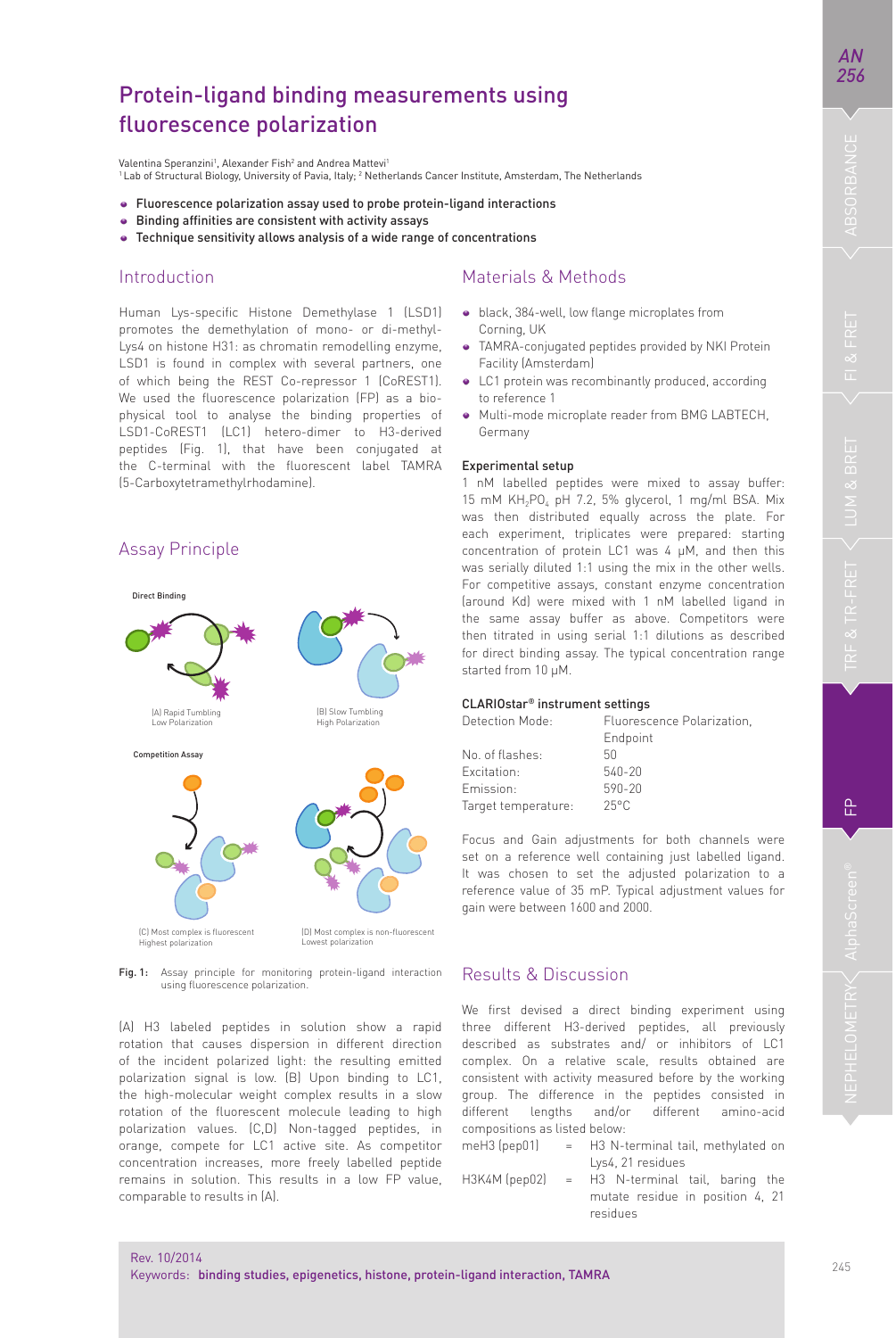# Protein-ligand binding measurements using fluorescence polarization

Valentina Speranzini[1], Alexander Fish[2] and Andrea Mattevi[1]
[1] Lab of Structural Biology, University of Pavia, Italy; [2] Netherlands Cancer Institute, Amsterdam, The Netherlands

- Fluorescence polarization assay used to probe protein-ligand interactions
- Binding affinities are consistent with activity assays
- Technique sensitivity allows analysis of a wide range of concentrations

## Introduction

Human Lys-specific Histone Demethylase 1 (LSD1) promotes the demethylation of mono- or di-methyl-Lys4 on histone H31: as chromatin remodelling enzyme, LSD1 is found in complex with several partners, one of which being the REST Co-repressor 1 (CoREST1). We used the fluorescence polarization (FP) as a bio-physical tool to analyse the binding properties of LSD1-CoREST1 (LC1) hetero-dimer to H3-derived peptides (Fig. 1), that have been conjugated at the C-terminal with the fluorescent label TAMRA (5-Carboxytetramethylrhodamine).

## Assay Principle

Direct Binding

(A) Rapid Tumbling
Low Polarization

(B) Slow Tumbling
High Polarization

Competition Assay

(C) Most complex is fluorescent
Highest polarization

(D) Most complex is non-fluorescent
Lowest polarization

**Fig. 1:** Assay principle for monitoring protein-ligand interaction using fluorescence polarization.

(A) H3 labeled peptides in solution show a rapid rotation that causes dispersion in different direction of the incident polarized light: the resulting emitted polarization signal is low. (B) Upon binding to LC1, the high-molecular weight complex results in a slow rotation of the fluorescent molecule leading to high polarization values. (C,D) Non-tagged peptides, in orange, compete for LC1 active site. As competitor concentration increases, more freely labelled peptide remains in solution. This results in a low FP value, comparable to results in (A).

## Materials & Methods

- black, 384-well, low flange microplates from Corning, UK
- TAMRA-conjugated peptides provided by NKI Protein Facility (Amsterdam)
- LC1 protein was recombinantly produced, according to reference 1
- Multi-mode microplate reader from BMG LABTECH, Germany

### Experimental setup

1 nM labelled peptides were mixed to assay buffer: 15 mM $KH_2PO_4$ pH 7.2, 5% glycerol, 1 mg/ml BSA. Mix was then distributed equally across the plate. For each experiment, triplicates were prepared: starting concentration of protein LC1 was 4 µM, and then this was serially diluted 1:1 using the mix in the other wells. For competitive assays, constant enzyme concentration (around Kd) were mixed with 1 nM labelled ligand in the same assay buffer as above. Competitors were then titrated in using serial 1:1 dilutions as described for direct binding assay. The typical concentration range started from 10 µM.

### CLARIOstar® instrument settings

| | |
|---|---|
| Detection Mode: | Fluorescence Polarization, Endpoint |
| No. of flashes: | 50 |
| Excitation: | 540-20 |
| Emission: | 590-20 |
| Target temperature: | 25°C |

Focus and Gain adjustments for both channels were set on a reference well containing just labelled ligand. It was chosen to set the adjusted polarization to a reference value of 35 mP. Typical adjustment values for gain were between 1600 and 2000.

## Results & Discussion

We first devised a direct binding experiment using three different H3-derived peptides, all previously described as substrates and/ or inhibitors of LC1 complex. On a relative scale, results obtained are consistent with activity measured before by the working group. The difference in the peptides consisted in different lengths and/or different amino-acid compositions as listed below:

meH3 (pep01) = H3 N-terminal tail, methylated on Lys4, 21 residues

H3K4M (pep02) = H3 N-terminal tail, baring the mutate residue in position 4, 21 residues

Rev. 10/2014
Keywords: binding studies, epigenetics, histone, protein-ligand interaction, TAMRA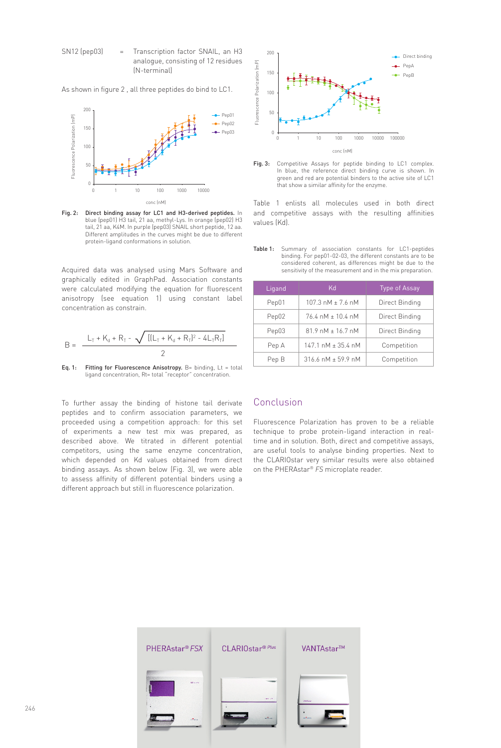SN12 (pep03) = Transcription factor SNAIL, an H3 analogue, consisting of 12 residues (N-terminal)

As shown in figure 2 , all three peptides do bind to LC1.

Fluorescence Polarization (mP)
200
150
100
50
0
0 1 10 100 1000 10000
conc (nM)
Pep01
Pep02
Pep03

**Fig. 2:** **Direct binding assay for LC1 and H3-derived peptides.** In blue (pep01) H3 tail, 21 aa, methyl-Lys. In orange (pep02) H3 tail, 21 aa, K4M. In purple (pep03) SNAIL short peptide, 12 aa. Different amplitudes in the curves might be due to different protein-ligand conformations in solution.

Acquired data was analysed using Mars Software and graphically edited in GraphPad. Association constants were calculated modifying the equation for fluorescent anisotropy (see equation 1) using constant label concentration as constrain.

$$B = \frac{L_T + K_d + R_T - \sqrt{[(L_T + K_d + R_T]^2 - 4L_T R_T]}}{2}$$

**Eq. 1:** **Fitting for Fluorescence Anisotropy.** B= binding, Lt = total ligand concentration, Rt= total "receptor" concentration.

To further assay the binding of histone tail derivate peptides and to confirm association parameters, we proceeded using a competition approach: for this set of experiments a new test mix was prepared, as described above. We titrated in different potential competitors, using the same enzyme concentration, which depended on Kd values obtained from direct binding assays. As shown below (Fig. 3), we were able to assess affinity of different potential binders using a different approach but still in fluorescence polarization.

Fluorescence Polarization (mP)
200
150
100
50
0
0 1 10 100 1000 10000 100000
conc (nM)
Direct binding
PepA
PepB

**Fig. 3:** Competitive Assays for peptide binding to LC1 complex. In blue, the reference direct binding curve is shown. In green and red are potential binders to the active site of LC1 that show a similar affinity for the enzyme.

Table 1 enlists all molecules used in both direct and competitive assays with the resulting affinities values (Kd).

**Table 1:** Summary of association constants for LC1-peptides binding. For pep01-02-03, the different constants are to be considered coherent, as differences might be due to the sensitivity of the measurement and in the mix preparation.

| Ligand | Kd | Type of Assay |
|---|---|---|
| Pep01 | 107.3 nM ± 7.6 nM | Direct Binding |
| Pep02 | 76.4 nM ± 10.4 nM | Direct Binding |
| Pep03 | 81.9 nM ± 16.7 nM | Direct Binding |
| Pep A | 147.1 nM ± 35.4 nM | Competition |
| Pep B | 316.6 nM ± 59.9 nM | Competition |

## Conclusion

Fluorescence Polarization has proven to be a reliable technique to probe protein-ligand interaction in real-time and in solution. Both, direct and competitive assays, are useful tools to analyse binding properties. Next to the CLARIOstar very similar results were also obtained on the PHERAstar® *FS* microplate reader.

PHERAstar® *FSX*
CLARIOstar® *Plus*
VANTAstar™